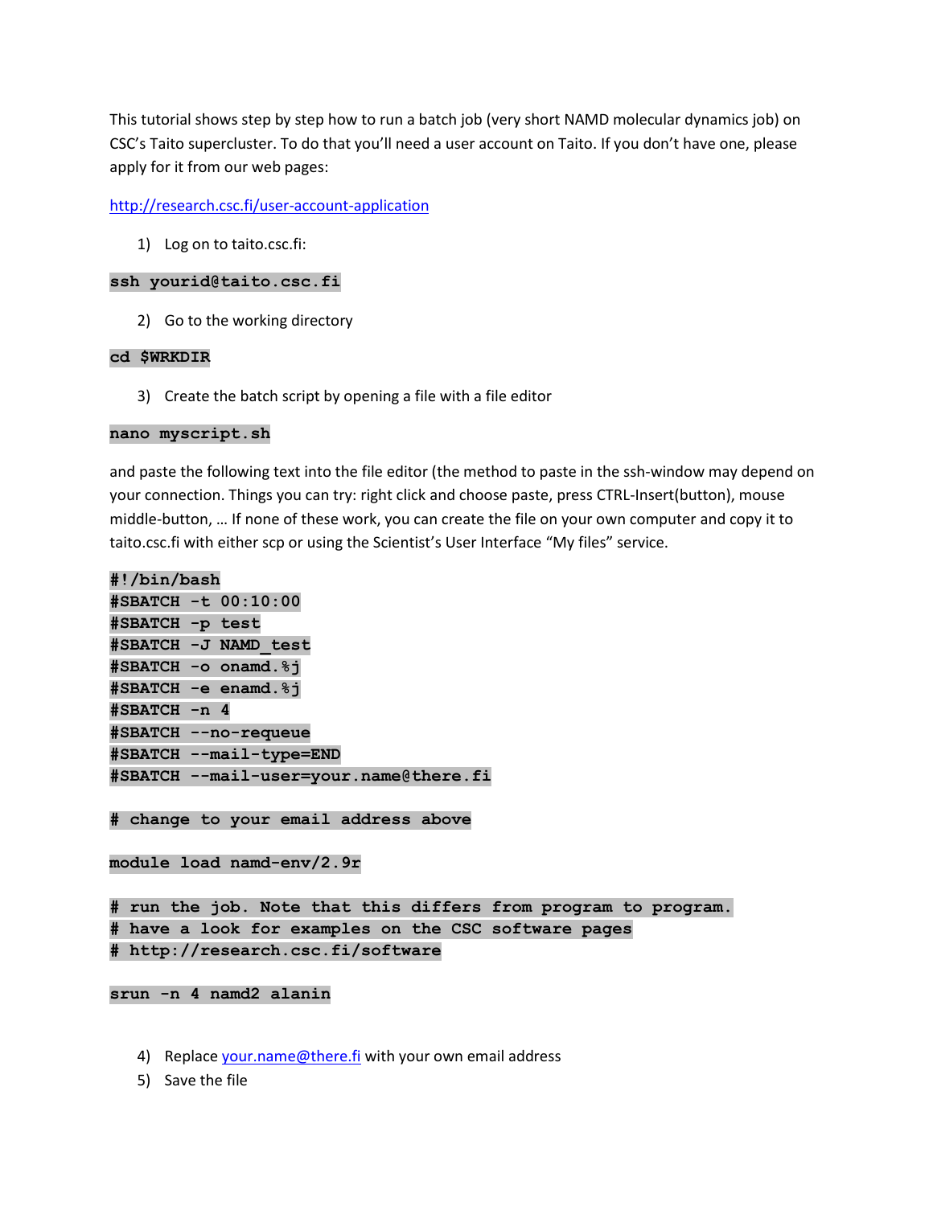This tutorial shows step by step how to run a batch job (very short NAMD molecular dynamics job) on CSC's Taito supercluster. To do that you'll need a user account on Taito. If you don't have one, please apply for it from our web pages:

http://research.csc.fi/user-account-application

1) Log on to taito.csc.fi:

```
ssh yourid@taito.csc.fi
```

2) Go to the working directory

```
cd $WRKDIR
```

3) Create the batch script by opening a file with a file editor

```
nano myscript.sh
```

and paste the following text into the file editor (the method to paste in the ssh-window may depend on your connection. Things you can try: right click and choose paste, press CTRL-Insert(button), mouse middle-button, … If none of these work, you can create the file on your own computer and copy it to taito.csc.fi with either scp or using the Scientist's User Interface "My files" service.

```
#!/bin/bash
#SBATCH -t 00:10:00
#SBATCH -p test
#SBATCH -J NAMD_test
#SBATCH -o onamd.%j
#SBATCH -e enamd.%j
#SBATCH -n 4
#SBATCH --no-requeue
#SBATCH --mail-type=END
#SBATCH --mail-user=your.name@there.fi

# change to your email address above

module load namd-env/2.9r

# run the job. Note that this differs from program to program.
# have a look for examples on the CSC software pages
# http://research.csc.fi/software

srun -n 4 namd2 alanin
```

4) Replace your.name@there.fi with your own email address
5) Save the file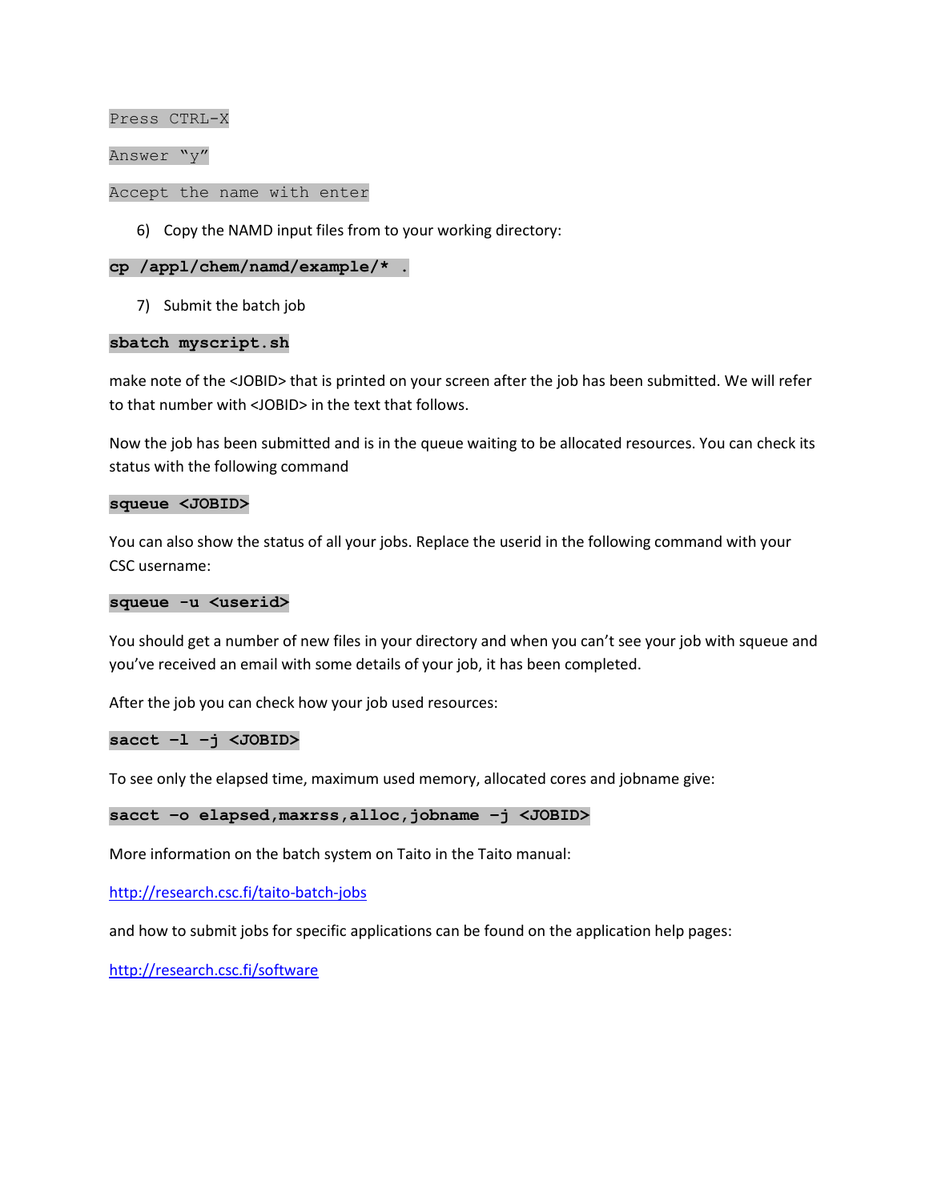```
Press CTRL-X
Answer "y"
Accept the name with enter
```

6) Copy the NAMD input files from to your working directory:

```
cp /appl/chem/namd/example/* .
```

7) Submit the batch job

```
sbatch myscript.sh
```

make note of the <JOBID> that is printed on your screen after the job has been submitted. We will refer to that number with <JOBID> in the text that follows.

Now the job has been submitted and is in the queue waiting to be allocated resources. You can check its status with the following command

```
squeue <JOBID>
```

You can also show the status of all your jobs. Replace the userid in the following command with your CSC username:

```
squeue -u <userid>
```

You should get a number of new files in your directory and when you can't see your job with squeue and you've received an email with some details of your job, it has been completed.

After the job you can check how your job used resources:

```
sacct -l -j <JOBID>
```

To see only the elapsed time, maximum used memory, allocated cores and jobname give:

```
sacct -o elapsed,maxrss,alloc,jobname -j <JOBID>
```

More information on the batch system on Taito in the Taito manual:

[http://research.csc.fi/taito-batch-jobs](http://research.csc.fi/taito-batch-jobs)

and how to submit jobs for specific applications can be found on the application help pages:

[http://research.csc.fi/software](http://research.csc.fi/software)